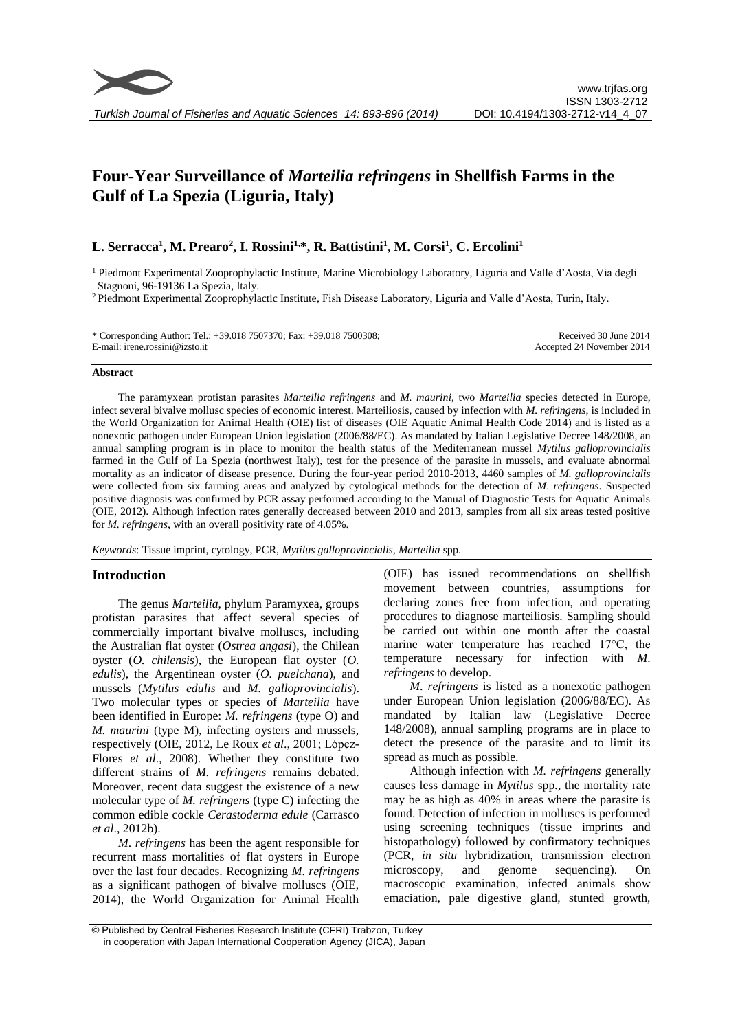# Four-Year Surveillance of *Marteilia refringens* in Shellfish Farms in the Gulf of La Spezia (Liguria, Italy)

**L. Serracca[1], M. Prearo[2], I. Rossini[1,*], R. Battistini[1], M. Corsi[1], C. Ercolini[1]**

[1] Piedmont Experimental Zooprophylactic Institute, Marine Microbiology Laboratory, Liguria and Valle d'Aosta, Via degli Stagnoni, 96-19136 La Spezia, Italy.

[2] Piedmont Experimental Zooprophylactic Institute, Fish Disease Laboratory, Liguria and Valle d'Aosta, Turin, Italy.

\* Corresponding Author: Tel.: +39.018 7507370; Fax: +39.018 7500308;
E-mail: irene.rossini@izsto.it

Received 30 June 2014
Accepted 24 November 2014

### Abstract

The paramyxean protistan parasites *Marteilia refringens* and *M. maurini*, two *Marteilia* species detected in Europe, infect several bivalve mollusc species of economic interest. Marteiliosis, caused by infection with *M. refringens*, is included in the World Organization for Animal Health (OIE) list of diseases (OIE Aquatic Animal Health Code 2014) and is listed as a nonexotic pathogen under European Union legislation (2006/88/EC). As mandated by Italian Legislative Decree 148/2008, an annual sampling program is in place to monitor the health status of the Mediterranean mussel *Mytilus galloprovincialis* farmed in the Gulf of La Spezia (northwest Italy), test for the presence of the parasite in mussels, and evaluate abnormal mortality as an indicator of disease presence. During the four-year period 2010-2013, 4460 samples of *M. galloprovincialis* were collected from six farming areas and analyzed by cytological methods for the detection of *M. refringens*. Suspected positive diagnosis was confirmed by PCR assay performed according to the Manual of Diagnostic Tests for Aquatic Animals (OIE, 2012). Although infection rates generally decreased between 2010 and 2013, samples from all six areas tested positive for *M. refringens*, with an overall positivity rate of 4.05%.

*Keywords*: Tissue imprint, cytology, PCR, *Mytilus galloprovincialis, Marteilia* spp.

## Introduction

The genus *Marteilia*, phylum Paramyxea, groups protistan parasites that affect several species of commercially important bivalve molluscs, including the Australian flat oyster (*Ostrea angasi*), the Chilean oyster (*O. chilensis*), the European flat oyster (*O. edulis*), the Argentinean oyster (*O. puelchana*), and mussels (*Mytilus edulis* and *M. galloprovincialis*). Two molecular types or species of *Marteilia* have been identified in Europe: *M. refringens* (type O) and *M. maurini* (type M), infecting oysters and mussels, respectively (OIE, 2012, Le Roux *et al*., 2001; López-Flores *et al*., 2008). Whether they constitute two different strains of *M. refringens* remains debated. Moreover, recent data suggest the existence of a new molecular type of *M. refringens* (type C) infecting the common edible cockle *Cerastoderma edule* (Carrasco *et al*., 2012b).

*M. refringens* has been the agent responsible for recurrent mass mortalities of flat oysters in Europe over the last four decades. Recognizing *M. refringens* as a significant pathogen of bivalve molluscs (OIE, 2014), the World Organization for Animal Health (OIE) has issued recommendations on shellfish movement between countries, assumptions for declaring zones free from infection, and operating procedures to diagnose marteiliosis. Sampling should be carried out within one month after the coastal marine water temperature has reached 17°C, the temperature necessary for infection with *M. refringens* to develop.

*M. refringens* is listed as a nonexotic pathogen under European Union legislation (2006/88/EC). As mandated by Italian law (Legislative Decree 148/2008), annual sampling programs are in place to detect the presence of the parasite and to limit its spread as much as possible.

Although infection with *M. refringens* generally causes less damage in *Mytilus* spp., the mortality rate may be as high as 40% in areas where the parasite is found. Detection of infection in molluscs is performed using screening techniques (tissue imprints and histopathology) followed by confirmatory techniques (PCR, *in situ* hybridization, transmission electron microscopy, and genome sequencing). On macroscopic examination, infected animals show emaciation, pale digestive gland, stunted growth,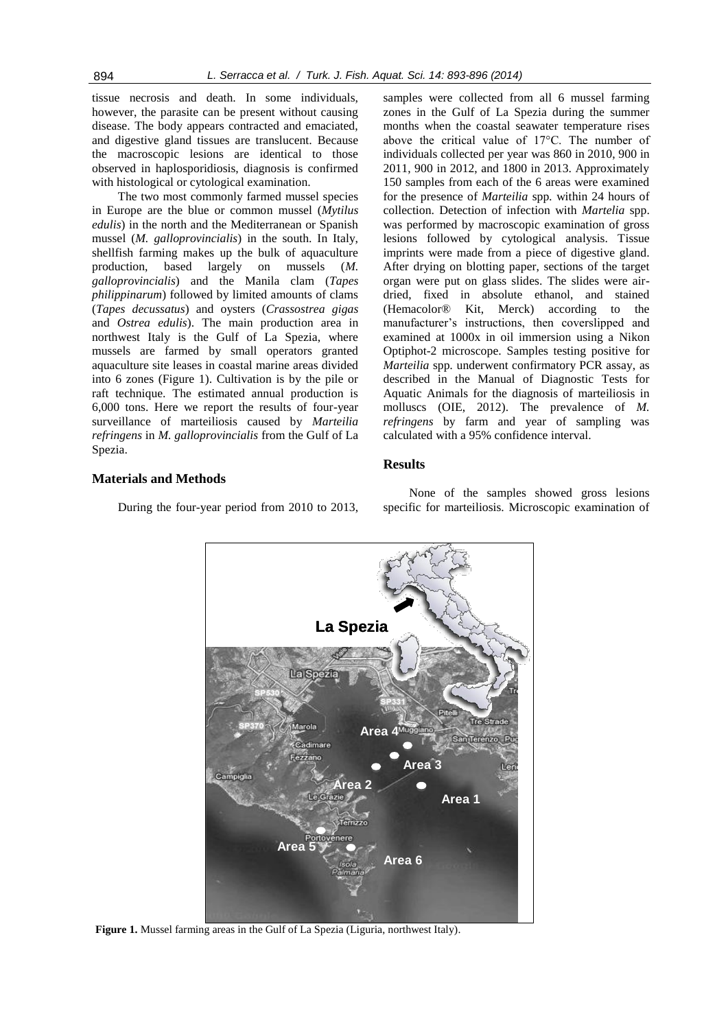tissue necrosis and death. In some individuals, however, the parasite can be present without causing disease. The body appears contracted and emaciated, and digestive gland tissues are translucent. Because the macroscopic lesions are identical to those observed in haplosporidiosis, diagnosis is confirmed with histological or cytological examination.

The two most commonly farmed mussel species in Europe are the blue or common mussel (*Mytilus edulis*) in the north and the Mediterranean or Spanish mussel (*M. galloprovincialis*) in the south. In Italy, shellfish farming makes up the bulk of aquaculture production, based largely on mussels (*M. galloprovincialis*) and the Manila clam (*Tapes philippinarum*) followed by limited amounts of clams (*Tapes decussatus*) and oysters (*Crassostrea gigas* and *Ostrea edulis*). The main production area in northwest Italy is the Gulf of La Spezia, where mussels are farmed by small operators granted aquaculture site leases in coastal marine areas divided into 6 zones (Figure 1). Cultivation is by the pile or raft technique. The estimated annual production is 6,000 tons. Here we report the results of four-year surveillance of marteiliosis caused by *Marteilia refringens* in *M. galloprovincialis* from the Gulf of La Spezia.

## Materials and Methods

During the four-year period from 2010 to 2013, samples were collected from all 6 mussel farming zones in the Gulf of La Spezia during the summer months when the coastal seawater temperature rises above the critical value of 17°C. The number of individuals collected per year was 860 in 2010, 900 in 2011, 900 in 2012, and 1800 in 2013. Approximately 150 samples from each of the 6 areas were examined for the presence of *Marteilia* spp. within 24 hours of collection. Detection of infection with *Martelia* spp. was performed by macroscopic examination of gross lesions followed by cytological analysis. Tissue imprints were made from a piece of digestive gland. After drying on blotting paper, sections of the target organ were put on glass slides. The slides were air-dried, fixed in absolute ethanol, and stained (Hemacolor® Kit, Merck) according to the manufacturer's instructions, then coverslipped and examined at 1000x in oil immersion using a Nikon Optiphot-2 microscope. Samples testing positive for *Marteilia* spp. underwent confirmatory PCR assay, as described in the Manual of Diagnostic Tests for Aquatic Animals for the diagnosis of marteiliosis in molluscs (OIE, 2012). The prevalence of *M. refringens* by farm and year of sampling was calculated with a 95% confidence interval.

## Results

None of the samples showed gross lesions specific for marteiliosis. Microscopic examination of

**Figure 1.** Mussel farming areas in the Gulf of La Spezia (Liguria, northwest Italy).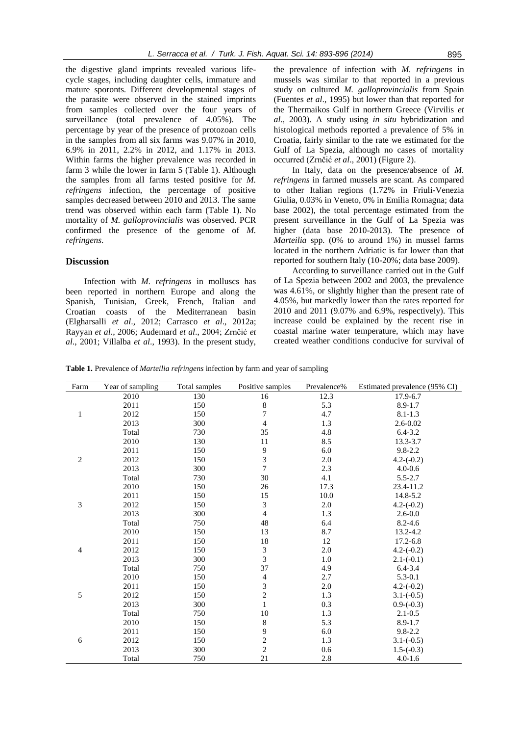the digestive gland imprints revealed various life-cycle stages, including daughter cells, immature and mature sporonts. Different developmental stages of the parasite were observed in the stained imprints from samples collected over the four years of surveillance (total prevalence of 4.05%). The percentage by year of the presence of protozoan cells in the samples from all six farms was 9.07% in 2010, 6.9% in 2011, 2.2% in 2012, and 1.17% in 2013. Within farms the higher prevalence was recorded in farm 3 while the lower in farm 5 (Table 1). Although the samples from all farms tested positive for *M. refringens* infection, the percentage of positive samples decreased between 2010 and 2013. The same trend was observed within each farm (Table 1). No mortality of *M. galloprovincialis* was observed. PCR confirmed the presence of the genome of *M. refringens*.

## Discussion

Infection with *M. refringens* in molluscs has been reported in northern Europe and along the Spanish, Tunisian, Greek, French, Italian and Croatian coasts of the Mediterranean basin (Elgharsalli *et al*., 2012; Carrasco *et al*., 2012a; Rayyan *et al*., 2006; Audemard *et al*., 2004; Zrnčić *et al*., 2001; Villalba *et al*., 1993). In the present study, the prevalence of infection with *M. refringens* in mussels was similar to that reported in a previous study on cultured *M. galloprovincialis* from Spain (Fuentes *et al*., 1995) but lower than that reported for the Thermaikos Gulf in northern Greece (Virvilis *et al*., 2003). A study using *in situ* hybridization and histological methods reported a prevalence of 5% in Croatia, fairly similar to the rate we estimated for the Gulf of La Spezia, although no cases of mortality occurred (Zrnčić *et al*., 2001) (Figure 2).

In Italy, data on the presence/absence of *M. refringens* in farmed mussels are scant. As compared to other Italian regions (1.72% in Friuli-Venezia Giulia, 0.03% in Veneto, 0% in Emilia Romagna; data base 2002), the total percentage estimated from the present surveillance in the Gulf of La Spezia was higher (data base 2010-2013). The presence of *Marteilia* spp. (0% to around 1%) in mussel farms located in the northern Adriatic is far lower than that reported for southern Italy (10-20%; data base 2009).

According to surveillance carried out in the Gulf of La Spezia between 2002 and 2003, the prevalence was 4.61%, or slightly higher than the present rate of 4.05%, but markedly lower than the rates reported for 2010 and 2011 (9.07% and 6.9%, respectively). This increase could be explained by the recent rise in coastal marine water temperature, which may have created weather conditions conducive for survival of

**Table 1.** Prevalence of *Marteilia refringens* infection by farm and year of sampling

| Farm | Year of sampling | Total samples | Positive samples | Prevalence% | Estimated prevalence (95% CI) |
|---|---|---|---|---|---|
| 1 | 2010 | 130 | 16 | 12.3 | 17.9-6.7 |
| | 2011 | 150 | 8 | 5.3 | 8.9-1.7 |
| | 2012 | 150 | 7 | 4.7 | 8.1-1.3 |
| | 2013 | 300 | 4 | 1.3 | 2.6-0.02 |
| | Total | 730 | 35 | 4.8 | 6.4-3.2 |
| 2 | 2010 | 130 | 11 | 8.5 | 13.3-3.7 |
| | 2011 | 150 | 9 | 6.0 | 9.8-2.2 |
| | 2012 | 150 | 3 | 2.0 | 4.2-(-0.2) |
| | 2013 | 300 | 7 | 2.3 | 4.0-0.6 |
| | Total | 730 | 30 | 4.1 | 5.5-2.7 |
| 3 | 2010 | 150 | 26 | 17.3 | 23.4-11.2 |
| | 2011 | 150 | 15 | 10.0 | 14.8-5.2 |
| | 2012 | 150 | 3 | 2.0 | 4.2-(-0.2) |
| | 2013 | 300 | 4 | 1.3 | 2.6-0.0 |
| | Total | 750 | 48 | 6.4 | 8.2-4.6 |
| 4 | 2010 | 150 | 13 | 8.7 | 13.2-4.2 |
| | 2011 | 150 | 18 | 12 | 17.2-6.8 |
| | 2012 | 150 | 3 | 2.0 | 4.2-(-0.2) |
| | 2013 | 300 | 3 | 1.0 | 2.1-(-0.1) |
| | Total | 750 | 37 | 4.9 | 6.4-3.4 |
| 5 | 2010 | 150 | 4 | 2.7 | 5.3-0.1 |
| | 2011 | 150 | 3 | 2.0 | 4.2-(-0.2) |
| | 2012 | 150 | 2 | 1.3 | 3.1-(-0.5) |
| | 2013 | 300 | 1 | 0.3 | 0.9-(-0.3) |
| | Total | 750 | 10 | 1.3 | 2.1-0.5 |
| 6 | 2010 | 150 | 8 | 5.3 | 8.9-1.7 |
| | 2011 | 150 | 9 | 6.0 | 9.8-2.2 |
| | 2012 | 150 | 2 | 1.3 | 3.1-(-0.5) |
| | 2013 | 300 | 2 | 0.6 | 1.5-(-0.3) |
| | Total | 750 | 21 | 2.8 | 4.0-1.6 |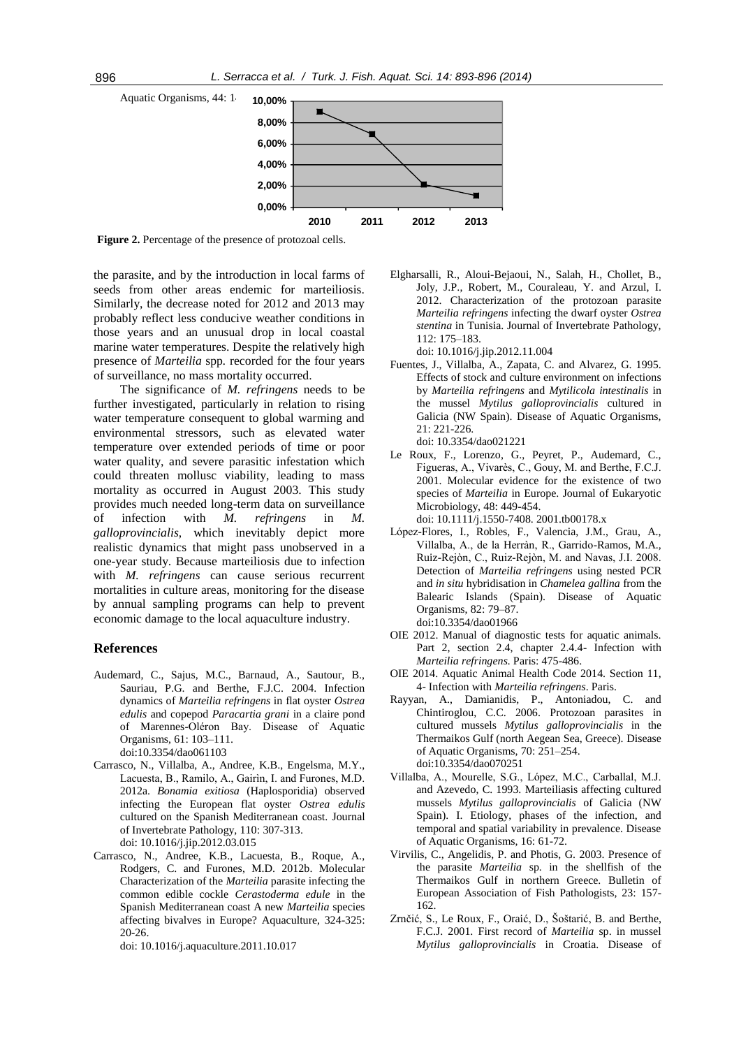Aquatic Organisms, 44: 1...

10,00%
8,00%
6,00%
4,00%
2,00%
0,00%
2010 2011 2012 2013

**Figure 2.** Percentage of the presence of protozoal cells.

the parasite, and by the introduction in local farms of seeds from other areas endemic for marteiliosis. Similarly, the decrease noted for 2012 and 2013 may probably reflect less conducive weather conditions in those years and an unusual drop in local coastal marine water temperatures. Despite the relatively high presence of *Marteilia* spp. recorded for the four years of surveillance, no mass mortality occurred.

The significance of *M. refringens* needs to be further investigated, particularly in relation to rising water temperature consequent to global warming and environmental stressors, such as elevated water temperature over extended periods of time or poor water quality, and severe parasitic infestation which could threaten mollusc viability, leading to mass mortality as occurred in August 2003. This study provides much needed long-term data on surveillance of infection with *M. refringens* in *M. galloprovincialis*, which inevitably depict more realistic dynamics that might pass unobserved in a one-year study. Because marteiliosis due to infection with *M. refringens* can cause serious recurrent mortalities in culture areas, monitoring for the disease by annual sampling programs can help to prevent economic damage to the local aquaculture industry.

## References

Audemard, C., Sajus, M.C., Barnaud, A., Sautour, B., Sauriau, P.G. and Berthe, F.J.C. 2004. Infection dynamics of *Marteilia refringens* in flat oyster *Ostrea edulis* and copepod *Paracartia grani* in a claire pond of Marennes-Oléron Bay. Disease of Aquatic Organisms, 61: 103–111. doi:10.3354/dao061103

Carrasco, N., Villalba, A., Andree, K.B., Engelsma, M.Y., Lacuesta, B., Ramilo, A., Gairìn, I. and Furones, M.D. 2012a. *Bonamia exitiosa* (Haplosporidia) observed infecting the European flat oyster *Ostrea edulis* cultured on the Spanish Mediterranean coast. Journal of Invertebrate Pathology, 110: 307-313. doi: 10.1016/j.jip.2012.03.015

Carrasco, N., Andree, K.B., Lacuesta, B., Roque, A., Rodgers, C. and Furones, M.D. 2012b. Molecular Characterization of the *Marteilia* parasite infecting the common edible cockle *Cerastoderma edule* in the Spanish Mediterranean coast A new *Marteilia* species affecting bivalves in Europe? Aquaculture, 324-325: 20-26. doi: 10.1016/j.aquaculture.2011.10.017

Elgharsalli, R., Aloui-Bejaoui, N., Salah, H., Chollet, B., Joly, J.P., Robert, M., Couraleau, Y. and Arzul, I. 2012. Characterization of the protozoan parasite *Marteilia refringens* infecting the dwarf oyster *Ostrea stentina* in Tunisia. Journal of Invertebrate Pathology, 112: 175–183. doi: 10.1016/j.jip.2012.11.004

Fuentes, J., Villalba, A., Zapata, C. and Alvarez, G. 1995. Effects of stock and culture environment on infections by *Marteilia refringens* and *Mytilicola intestinalis* in the mussel *Mytilus galloprovincialis* cultured in Galicia (NW Spain). Disease of Aquatic Organisms, 21: 221-226. doi: 10.3354/dao021221

Le Roux, F., Lorenzo, G., Peyret, P., Audemard, C., Figueras, A., Vivarès, C., Gouy, M. and Berthe, F.C.J. 2001. Molecular evidence for the existence of two species of *Marteilia* in Europe. Journal of Eukaryotic Microbiology, 48: 449-454. doi: 10.1111/j.1550-7408. 2001.tb00178.x

López-Flores, I., Robles, F., Valencia, J.M., Grau, A., Villalba, A., de la Herràn, R., Garrido-Ramos, M.A., Ruiz-Rejòn, C., Ruiz-Rejòn, M. and Navas, J.I. 2008. Detection of *Marteilia refringens* using nested PCR and *in situ* hybridisation in *Chamelea gallina* from the Balearic Islands (Spain). Disease of Aquatic Organisms, 82: 79–87. doi:10.3354/dao01966

OIE 2012. Manual of diagnostic tests for aquatic animals. Part 2, section 2.4, chapter 2.4.4- Infection with *Marteilia refringens*. Paris: 475-486.

OIE 2014. Aquatic Animal Health Code 2014. Section 11, 4- Infection with *Marteilia refringens*. Paris.

Rayyan, A., Damianidis, P., Antoniadou, C. and Chintiroglou, C.C. 2006. Protozoan parasites in cultured mussels *Mytilus galloprovincialis* in the Thermaikos Gulf (north Aegean Sea, Greece). Disease of Aquatic Organisms, 70: 251–254. doi:10.3354/dao070251

Villalba, A., Mourelle, S.G., López, M.C., Carballal, M.J. and Azevedo, C. 1993. Marteiliasis affecting cultured mussels *Mytilus galloprovincialis* of Galicia (NW Spain). I. Etiology, phases of the infection, and temporal and spatial variability in prevalence. Disease of Aquatic Organisms, 16: 61-72.

Virvilis, C., Angelidis, P. and Photis, G. 2003. Presence of the parasite *Marteilia* sp. in the shellfish of the Thermaikos Gulf in northern Greece. Bulletin of European Association of Fish Pathologists, 23: 157-162.

Zrnčić, S., Le Roux, F., Oraić, D., Šoštarić, B. and Berthe, F.C.J. 2001. First record of *Marteilia* sp. in mussel *Mytilus galloprovincialis* in Croatia. Disease of Aquatic Organisms, 44: 1...